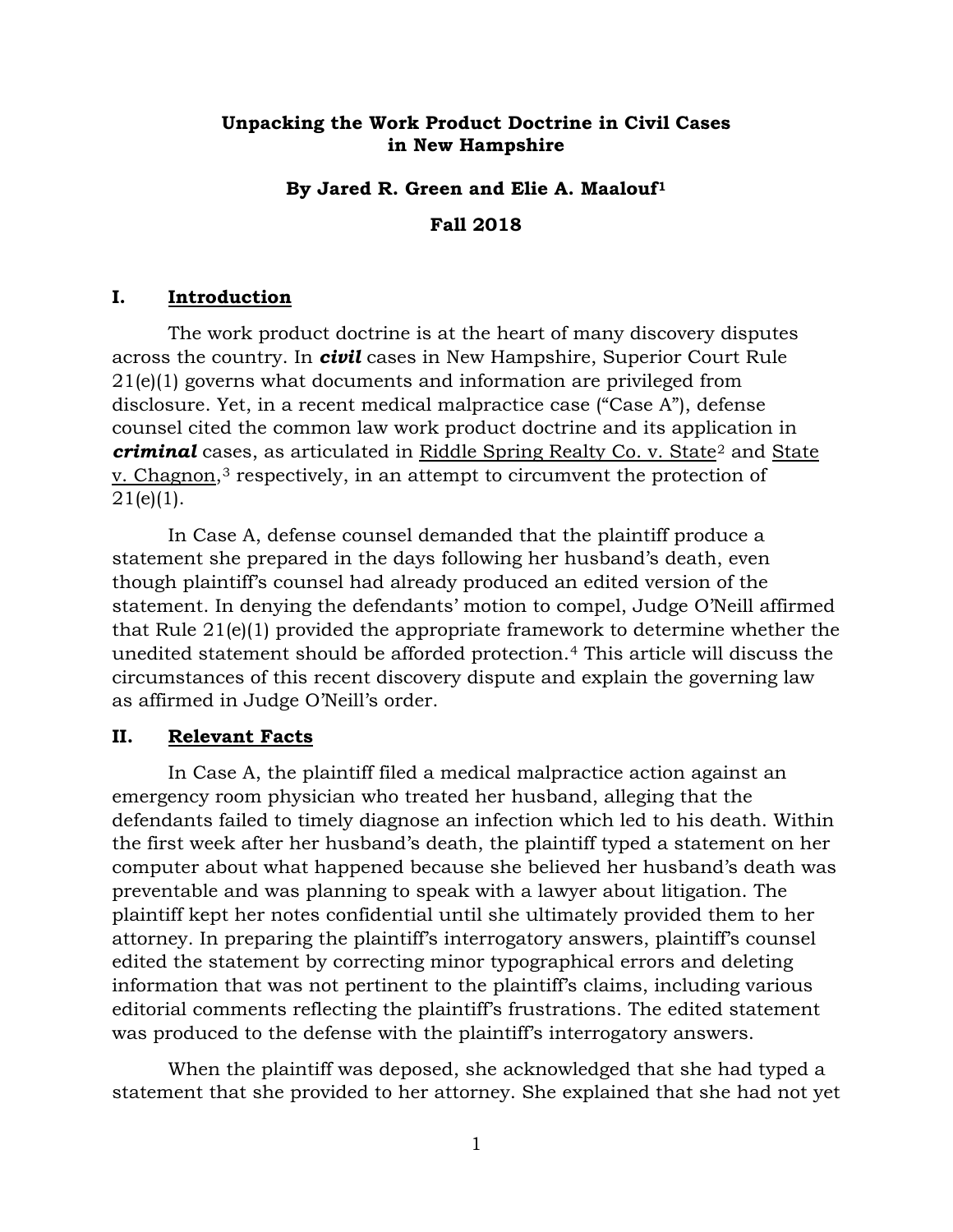# Unpacking the Work Product Doctrine in Civil Cases in New Hampshire

**By Jared R. Green and Elie A. Maalouf[1]**

**Fall 2018**

## I. Introduction

The work product doctrine is at the heart of many discovery disputes across the country. In ***civil*** cases in New Hampshire, Superior Court Rule 21(e)(1) governs what documents and information are privileged from disclosure. Yet, in a recent medical malpractice case ("Case A"), defense counsel cited the common law work product doctrine and its application in ***criminal*** cases, as articulated in Riddle Spring Realty Co. v. State[2] and State v. Chagnon,[3] respectively, in an attempt to circumvent the protection of 21(e)(1).

In Case A, defense counsel demanded that the plaintiff produce a statement she prepared in the days following her husband's death, even though plaintiff's counsel had already produced an edited version of the statement. In denying the defendants' motion to compel, Judge O'Neill affirmed that Rule 21(e)(1) provided the appropriate framework to determine whether the unedited statement should be afforded protection.[4] This article will discuss the circumstances of this recent discovery dispute and explain the governing law as affirmed in Judge O'Neill's order.

## II. Relevant Facts

In Case A, the plaintiff filed a medical malpractice action against an emergency room physician who treated her husband, alleging that the defendants failed to timely diagnose an infection which led to his death. Within the first week after her husband's death, the plaintiff typed a statement on her computer about what happened because she believed her husband's death was preventable and was planning to speak with a lawyer about litigation. The plaintiff kept her notes confidential until she ultimately provided them to her attorney. In preparing the plaintiff's interrogatory answers, plaintiff's counsel edited the statement by correcting minor typographical errors and deleting information that was not pertinent to the plaintiff's claims, including various editorial comments reflecting the plaintiff's frustrations. The edited statement was produced to the defense with the plaintiff's interrogatory answers.

When the plaintiff was deposed, she acknowledged that she had typed a statement that she provided to her attorney. She explained that she had not yet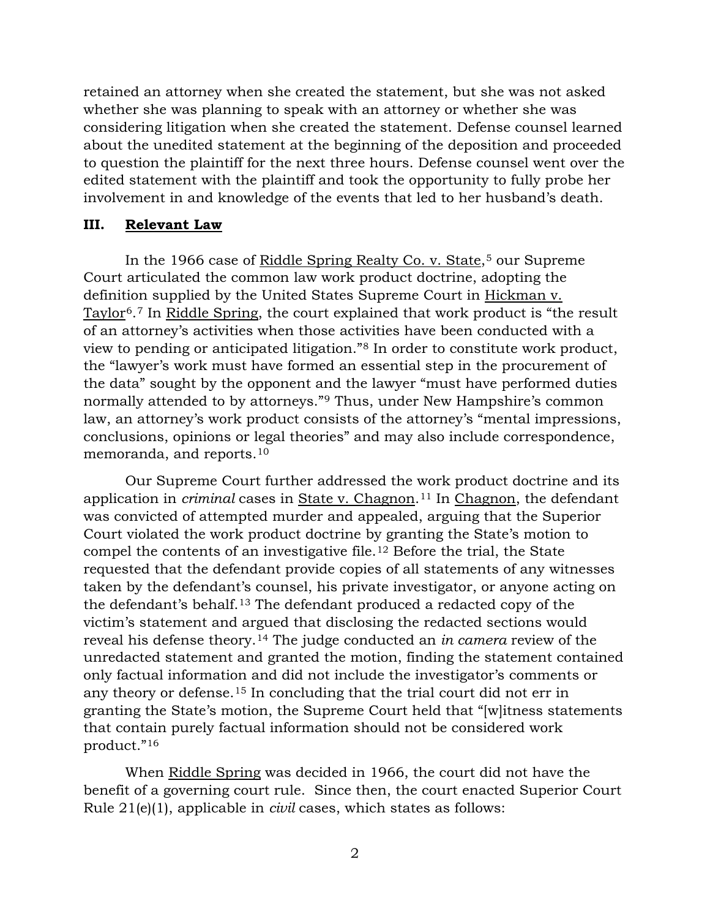retained an attorney when she created the statement, but she was not asked whether she was planning to speak with an attorney or whether she was considering litigation when she created the statement. Defense counsel learned about the unedited statement at the beginning of the deposition and proceeded to question the plaintiff for the next three hours. Defense counsel went over the edited statement with the plaintiff and took the opportunity to fully probe her involvement in and knowledge of the events that led to her husband's death.

### III. Relevant Law

In the 1966 case of Riddle Spring Realty Co. v. State,[5] our Supreme Court articulated the common law work product doctrine, adopting the definition supplied by the United States Supreme Court in Hickman v. Taylor[6].[7] In Riddle Spring, the court explained that work product is "the result of an attorney's activities when those activities have been conducted with a view to pending or anticipated litigation."[8] In order to constitute work product, the "lawyer's work must have formed an essential step in the procurement of the data" sought by the opponent and the lawyer "must have performed duties normally attended to by attorneys."[9] Thus, under New Hampshire's common law, an attorney's work product consists of the attorney's "mental impressions, conclusions, opinions or legal theories" and may also include correspondence, memoranda, and reports.[10]

Our Supreme Court further addressed the work product doctrine and its application in *criminal* cases in State v. Chagnon.[11] In Chagnon, the defendant was convicted of attempted murder and appealed, arguing that the Superior Court violated the work product doctrine by granting the State's motion to compel the contents of an investigative file.[12] Before the trial, the State requested that the defendant provide copies of all statements of any witnesses taken by the defendant's counsel, his private investigator, or anyone acting on the defendant's behalf.[13] The defendant produced a redacted copy of the victim's statement and argued that disclosing the redacted sections would reveal his defense theory.[14] The judge conducted an *in camera* review of the unredacted statement and granted the motion, finding the statement contained only factual information and did not include the investigator's comments or any theory or defense.[15] In concluding that the trial court did not err in granting the State's motion, the Supreme Court held that "[w]itness statements that contain purely factual information should not be considered work product."[16]

When Riddle Spring was decided in 1966, the court did not have the benefit of a governing court rule. Since then, the court enacted Superior Court Rule 21(e)(1), applicable in *civil* cases, which states as follows: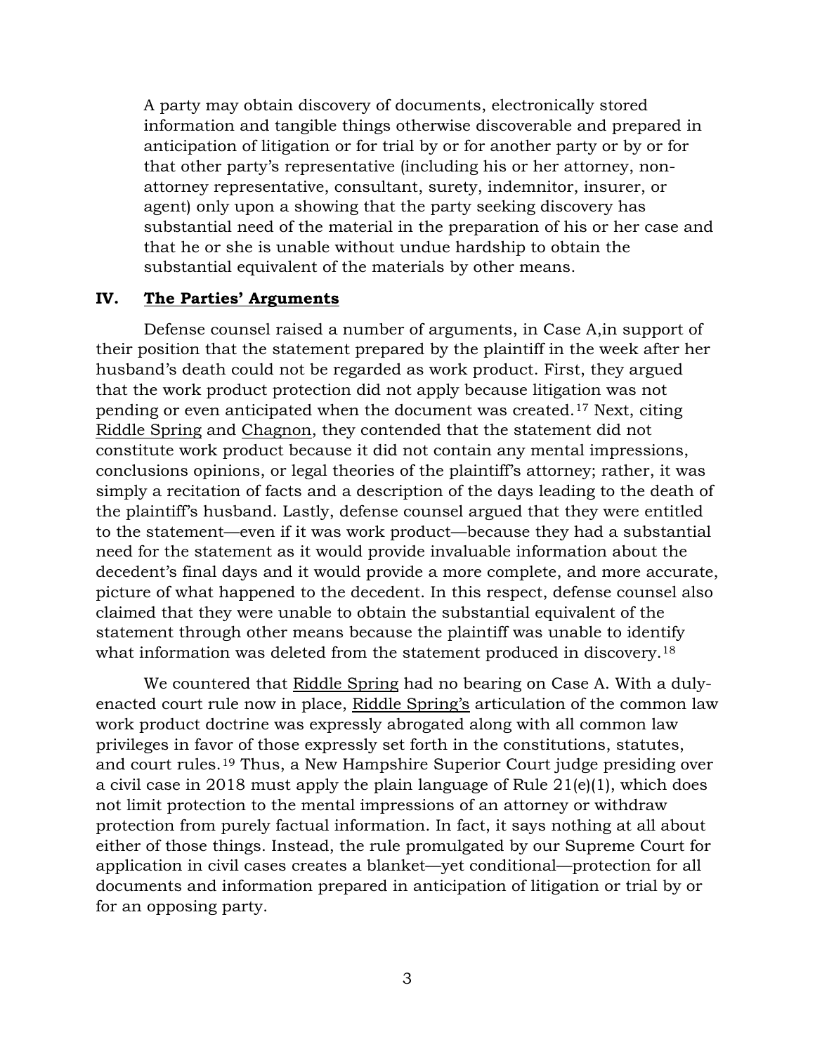> A party may obtain discovery of documents, electronically stored information and tangible things otherwise discoverable and prepared in anticipation of litigation or for trial by or for another party or by or for that other party's representative (including his or her attorney, non-attorney representative, consultant, surety, indemnitor, insurer, or agent) only upon a showing that the party seeking discovery has substantial need of the material in the preparation of his or her case and that he or she is unable without undue hardship to obtain the substantial equivalent of the materials by other means.

### IV. **The Parties' Arguments**

Defense counsel raised a number of arguments, in Case A,in support of their position that the statement prepared by the plaintiff in the week after her husband's death could not be regarded as work product. First, they argued that the work product protection did not apply because litigation was not pending or even anticipated when the document was created.[17] Next, citing Riddle Spring and Chagnon, they contended that the statement did not constitute work product because it did not contain any mental impressions, conclusions opinions, or legal theories of the plaintiff's attorney; rather, it was simply a recitation of facts and a description of the days leading to the death of the plaintiff's husband. Lastly, defense counsel argued that they were entitled to the statement—even if it was work product—because they had a substantial need for the statement as it would provide invaluable information about the decedent's final days and it would provide a more complete, and more accurate, picture of what happened to the decedent. In this respect, defense counsel also claimed that they were unable to obtain the substantial equivalent of the statement through other means because the plaintiff was unable to identify what information was deleted from the statement produced in discovery.[18]

We countered that Riddle Spring had no bearing on Case A. With a duly-enacted court rule now in place, Riddle Spring's articulation of the common law work product doctrine was expressly abrogated along with all common law privileges in favor of those expressly set forth in the constitutions, statutes, and court rules.[19] Thus, a New Hampshire Superior Court judge presiding over a civil case in 2018 must apply the plain language of Rule 21(e)(1), which does not limit protection to the mental impressions of an attorney or withdraw protection from purely factual information. In fact, it says nothing at all about either of those things. Instead, the rule promulgated by our Supreme Court for application in civil cases creates a blanket—yet conditional—protection for all documents and information prepared in anticipation of litigation or trial by or for an opposing party.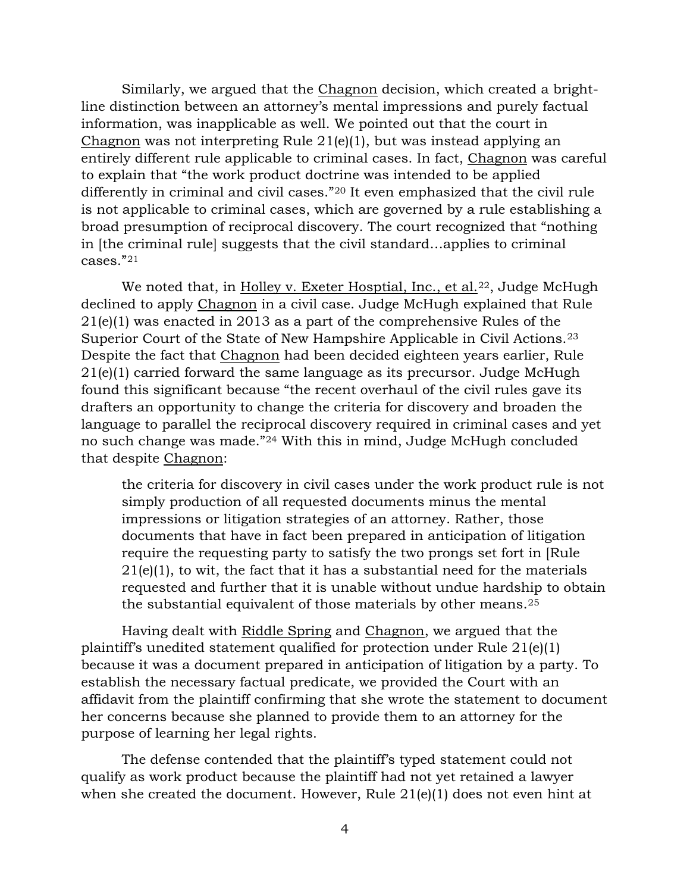Similarly, we argued that the Chagnon decision, which created a bright-line distinction between an attorney's mental impressions and purely factual information, was inapplicable as well. We pointed out that the court in Chagnon was not interpreting Rule 21(e)(1), but was instead applying an entirely different rule applicable to criminal cases. In fact, Chagnon was careful to explain that "the work product doctrine was intended to be applied differently in criminal and civil cases."[20] It even emphasized that the civil rule is not applicable to criminal cases, which are governed by a rule establishing a broad presumption of reciprocal discovery. The court recognized that "nothing in [the criminal rule] suggests that the civil standard…applies to criminal cases."[21]

We noted that, in Holley v. Exeter Hosptial, Inc., et al.[22], Judge McHugh declined to apply Chagnon in a civil case. Judge McHugh explained that Rule 21(e)(1) was enacted in 2013 as a part of the comprehensive Rules of the Superior Court of the State of New Hampshire Applicable in Civil Actions.[23] Despite the fact that Chagnon had been decided eighteen years earlier, Rule 21(e)(1) carried forward the same language as its precursor. Judge McHugh found this significant because "the recent overhaul of the civil rules gave its drafters an opportunity to change the criteria for discovery and broaden the language to parallel the reciprocal discovery required in criminal cases and yet no such change was made."[24] With this in mind, Judge McHugh concluded that despite Chagnon:

> the criteria for discovery in civil cases under the work product rule is not simply production of all requested documents minus the mental impressions or litigation strategies of an attorney. Rather, those documents that have in fact been prepared in anticipation of litigation require the requesting party to satisfy the two prongs set fort in [Rule 21(e)(1), to wit, the fact that it has a substantial need for the materials requested and further that it is unable without undue hardship to obtain the substantial equivalent of those materials by other means.[25]

Having dealt with Riddle Spring and Chagnon, we argued that the plaintiff's unedited statement qualified for protection under Rule 21(e)(1) because it was a document prepared in anticipation of litigation by a party. To establish the necessary factual predicate, we provided the Court with an affidavit from the plaintiff confirming that she wrote the statement to document her concerns because she planned to provide them to an attorney for the purpose of learning her legal rights.

The defense contended that the plaintiff's typed statement could not qualify as work product because the plaintiff had not yet retained a lawyer when she created the document. However, Rule 21(e)(1) does not even hint at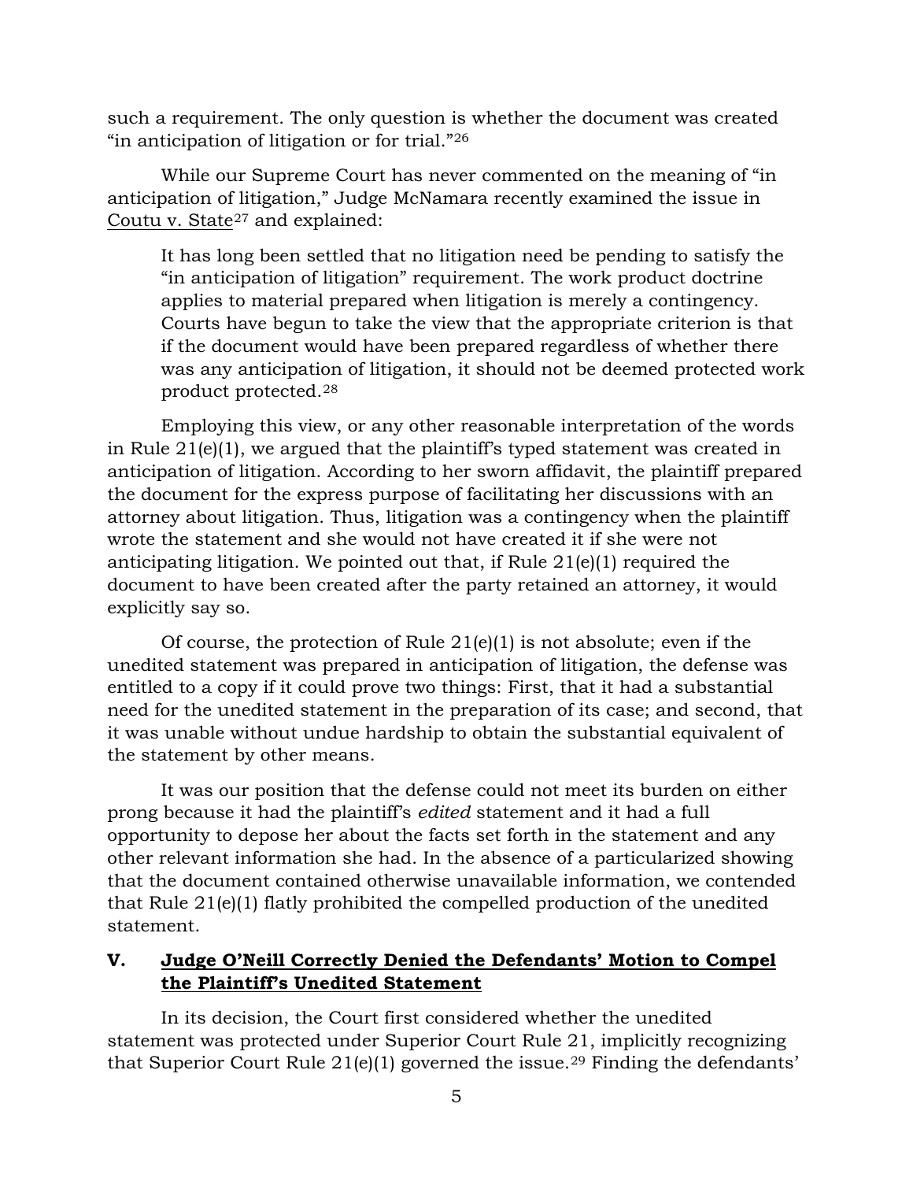such a requirement. The only question is whether the document was created "in anticipation of litigation or for trial."[26]

While our Supreme Court has never commented on the meaning of "in anticipation of litigation," Judge McNamara recently examined the issue in Coutu v. State[27] and explained:

> It has long been settled that no litigation need be pending to satisfy the "in anticipation of litigation" requirement. The work product doctrine applies to material prepared when litigation is merely a contingency. Courts have begun to take the view that the appropriate criterion is that if the document would have been prepared regardless of whether there was any anticipation of litigation, it should not be deemed protected work product protected.[28]

Employing this view, or any other reasonable interpretation of the words in Rule 21(e)(1), we argued that the plaintiff's typed statement was created in anticipation of litigation. According to her sworn affidavit, the plaintiff prepared the document for the express purpose of facilitating her discussions with an attorney about litigation. Thus, litigation was a contingency when the plaintiff wrote the statement and she would not have created it if she were not anticipating litigation. We pointed out that, if Rule 21(e)(1) required the document to have been created after the party retained an attorney, it would explicitly say so.

Of course, the protection of Rule 21(e)(1) is not absolute; even if the unedited statement was prepared in anticipation of litigation, the defense was entitled to a copy if it could prove two things: First, that it had a substantial need for the unedited statement in the preparation of its case; and second, that it was unable without undue hardship to obtain the substantial equivalent of the statement by other means.

It was our position that the defense could not meet its burden on either prong because it had the plaintiff's *edited* statement and it had a full opportunity to depose her about the facts set forth in the statement and any other relevant information she had. In the absence of a particularized showing that the document contained otherwise unavailable information, we contended that Rule 21(e)(1) flatly prohibited the compelled production of the unedited statement.

## V. Judge O'Neill Correctly Denied the Defendants' Motion to Compel the Plaintiff's Unedited Statement

In its decision, the Court first considered whether the unedited statement was protected under Superior Court Rule 21, implicitly recognizing that Superior Court Rule 21(e)(1) governed the issue.[29] Finding the defendants'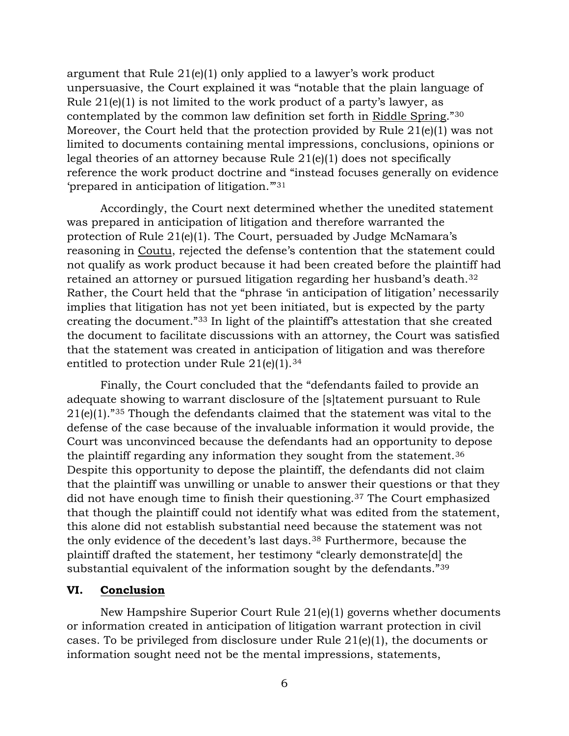argument that Rule 21(e)(1) only applied to a lawyer's work product unpersuasive, the Court explained it was "notable that the plain language of Rule 21(e)(1) is not limited to the work product of a party's lawyer, as contemplated by the common law definition set forth in Riddle Spring."[30] Moreover, the Court held that the protection provided by Rule 21(e)(1) was not limited to documents containing mental impressions, conclusions, opinions or legal theories of an attorney because Rule 21(e)(1) does not specifically reference the work product doctrine and "instead focuses generally on evidence 'prepared in anticipation of litigation.'"[31]

Accordingly, the Court next determined whether the unedited statement was prepared in anticipation of litigation and therefore warranted the protection of Rule 21(e)(1). The Court, persuaded by Judge McNamara's reasoning in Coutu, rejected the defense's contention that the statement could not qualify as work product because it had been created before the plaintiff had retained an attorney or pursued litigation regarding her husband's death.[32] Rather, the Court held that the "phrase 'in anticipation of litigation' necessarily implies that litigation has not yet been initiated, but is expected by the party creating the document."[33] In light of the plaintiff's attestation that she created the document to facilitate discussions with an attorney, the Court was satisfied that the statement was created in anticipation of litigation and was therefore entitled to protection under Rule 21(e)(1).[34]

Finally, the Court concluded that the "defendants failed to provide an adequate showing to warrant disclosure of the [s]tatement pursuant to Rule 21(e)(1)."[35] Though the defendants claimed that the statement was vital to the defense of the case because of the invaluable information it would provide, the Court was unconvinced because the defendants had an opportunity to depose the plaintiff regarding any information they sought from the statement.[36] Despite this opportunity to depose the plaintiff, the defendants did not claim that the plaintiff was unwilling or unable to answer their questions or that they did not have enough time to finish their questioning.[37] The Court emphasized that though the plaintiff could not identify what was edited from the statement, this alone did not establish substantial need because the statement was not the only evidence of the decedent's last days.[38] Furthermore, because the plaintiff drafted the statement, her testimony "clearly demonstrate[d] the substantial equivalent of the information sought by the defendants."[39]

## VI. Conclusion

New Hampshire Superior Court Rule 21(e)(1) governs whether documents or information created in anticipation of litigation warrant protection in civil cases. To be privileged from disclosure under Rule 21(e)(1), the documents or information sought need not be the mental impressions, statements,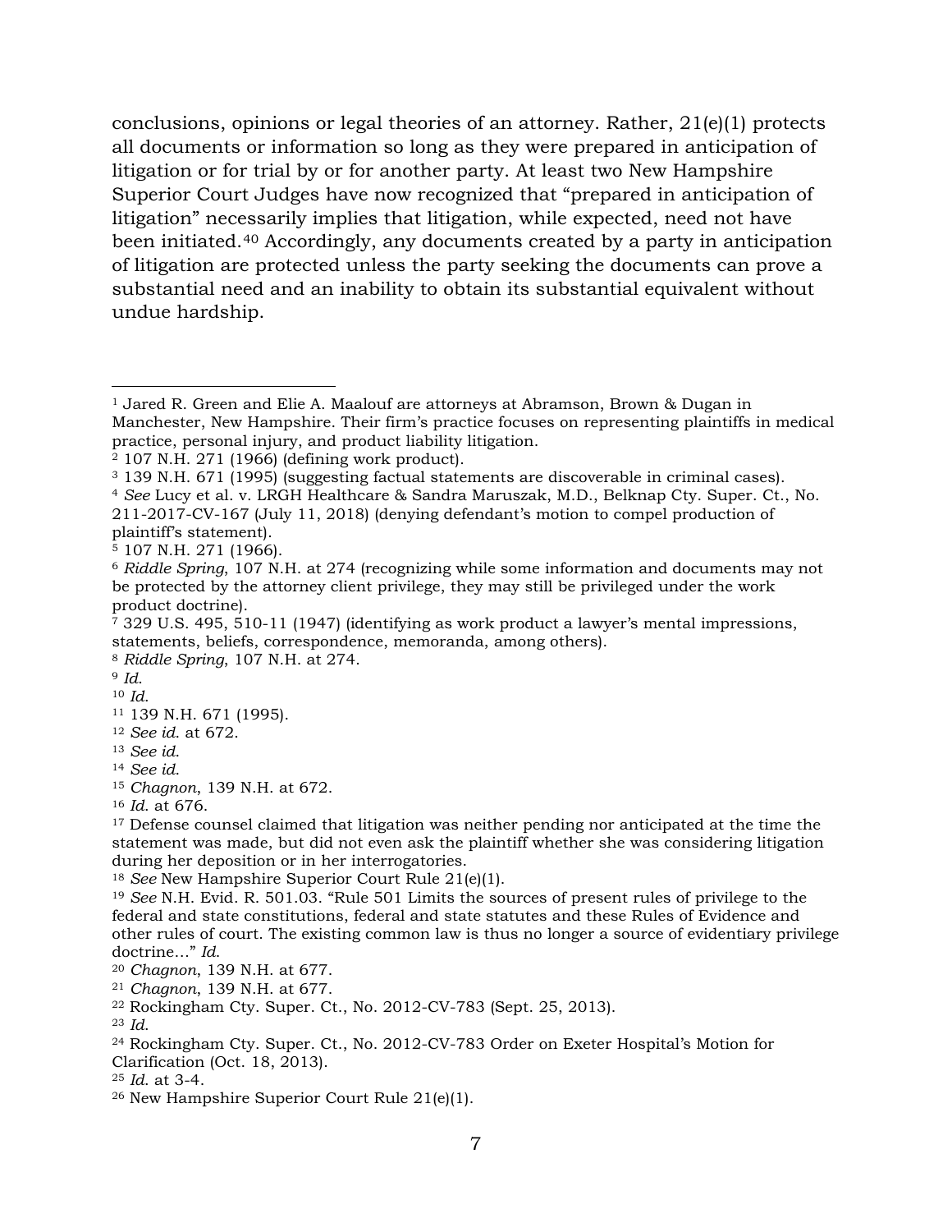conclusions, opinions or legal theories of an attorney. Rather, 21(e)(1) protects all documents or information so long as they were prepared in anticipation of litigation or for trial by or for another party. At least two New Hampshire Superior Court Judges have now recognized that "prepared in anticipation of litigation" necessarily implies that litigation, while expected, need not have been initiated.[40] Accordingly, any documents created by a party in anticipation of litigation are protected unless the party seeking the documents can prove a substantial need and an inability to obtain its substantial equivalent without undue hardship.

---

[1] Jared R. Green and Elie A. Maalouf are attorneys at Abramson, Brown & Dugan in Manchester, New Hampshire. Their firm's practice focuses on representing plaintiffs in medical practice, personal injury, and product liability litigation.

[2] 107 N.H. 271 (1966) (defining work product).

[3] 139 N.H. 671 (1995) (suggesting factual statements are discoverable in criminal cases).

[4] *See* Lucy et al. v. LRGH Healthcare & Sandra Maruszak, M.D., Belknap Cty. Super. Ct., No. 211-2017-CV-167 (July 11, 2018) (denying defendant's motion to compel production of plaintiff's statement).

[5] 107 N.H. 271 (1966).

[6] *Riddle Spring*, 107 N.H. at 274 (recognizing while some information and documents may not be protected by the attorney client privilege, they may still be privileged under the work product doctrine).

[7] 329 U.S. 495, 510-11 (1947) (identifying as work product a lawyer's mental impressions, statements, beliefs, correspondence, memoranda, among others).

[8] *Riddle Spring*, 107 N.H. at 274.

[9] *Id.*

[10] *Id.*

[11] 139 N.H. 671 (1995).

[12] *See id.* at 672.

[13] *See id.*

[14] *See id.*

[15] *Chagnon*, 139 N.H. at 672.

[16] *Id.* at 676.

[17] Defense counsel claimed that litigation was neither pending nor anticipated at the time the statement was made, but did not even ask the plaintiff whether she was considering litigation during her deposition or in her interrogatories.

[18] *See* New Hampshire Superior Court Rule 21(e)(1).

[19] *See* N.H. Evid. R. 501.03. "Rule 501 Limits the sources of present rules of privilege to the federal and state constitutions, federal and state statutes and these Rules of Evidence and other rules of court. The existing common law is thus no longer a source of evidentiary privilege doctrine…" *Id.*

[20] *Chagnon*, 139 N.H. at 677.

[21] *Chagnon*, 139 N.H. at 677.

[22] Rockingham Cty. Super. Ct., No. 2012-CV-783 (Sept. 25, 2013).

[23] *Id.*

[24] Rockingham Cty. Super. Ct., No. 2012-CV-783 Order on Exeter Hospital's Motion for Clarification (Oct. 18, 2013).

[25] *Id.* at 3-4.

[26] New Hampshire Superior Court Rule 21(e)(1).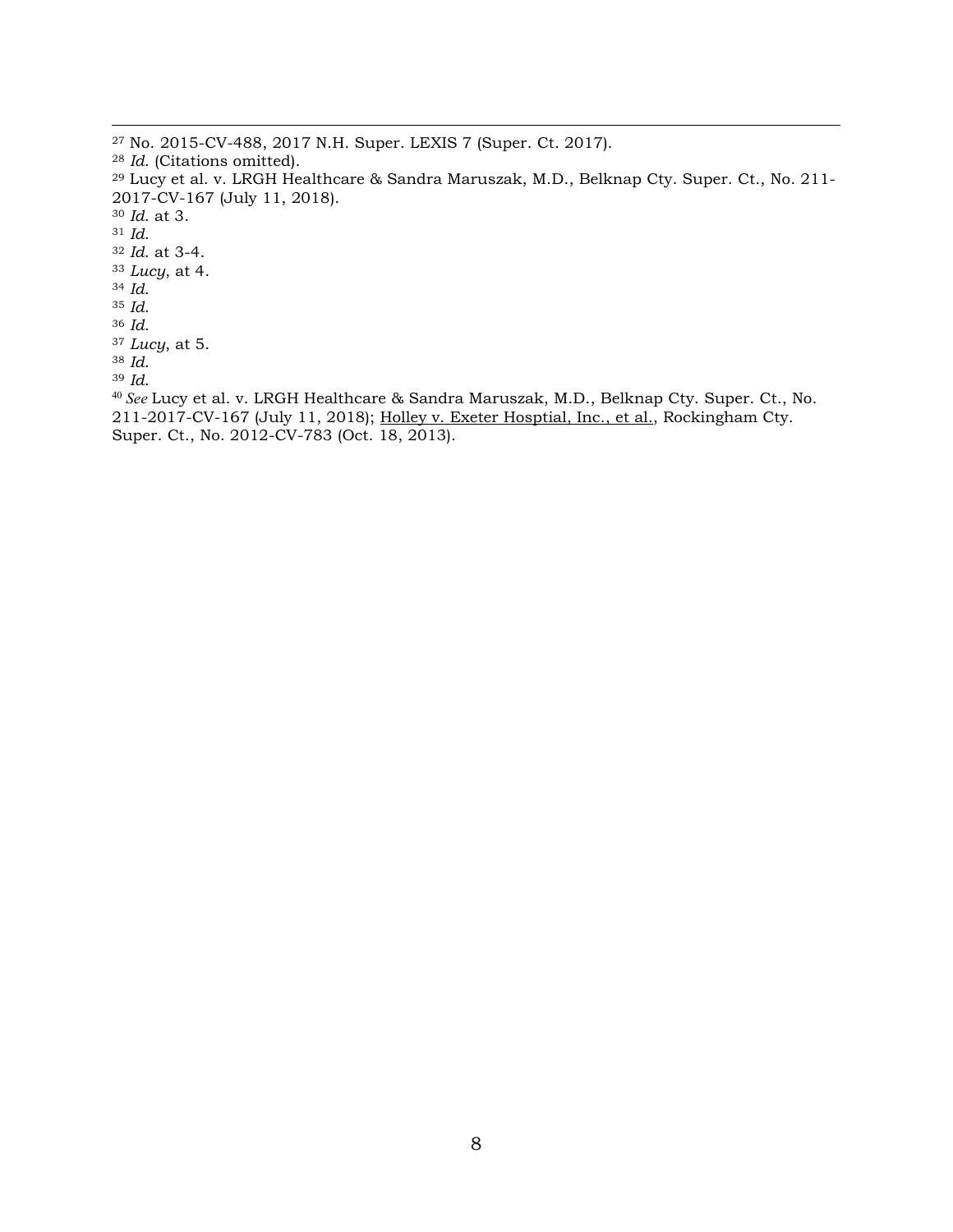[27] No. 2015-CV-488, 2017 N.H. Super. LEXIS 7 (Super. Ct. 2017).

[28] *Id.* (Citations omitted).

[29] Lucy et al. v. LRGH Healthcare & Sandra Maruszak, M.D., Belknap Cty. Super. Ct., No. 211-2017-CV-167 (July 11, 2018).

[30] *Id.* at 3.

[31] *Id.*

[32] *Id.* at 3-4.

[33] *Lucy*, at 4.

[34] *Id.*

[35] *Id.*

[36] *Id.*

[37] *Lucy*, at 5.

[38] *Id.*

[39] *Id.*

[40] *See* Lucy et al. v. LRGH Healthcare & Sandra Maruszak, M.D., Belknap Cty. Super. Ct., No. 211-2017-CV-167 (July 11, 2018); <u>Holley v. Exeter Hosptial, Inc., et al.</u>, Rockingham Cty. Super. Ct., No. 2012-CV-783 (Oct. 18, 2013).